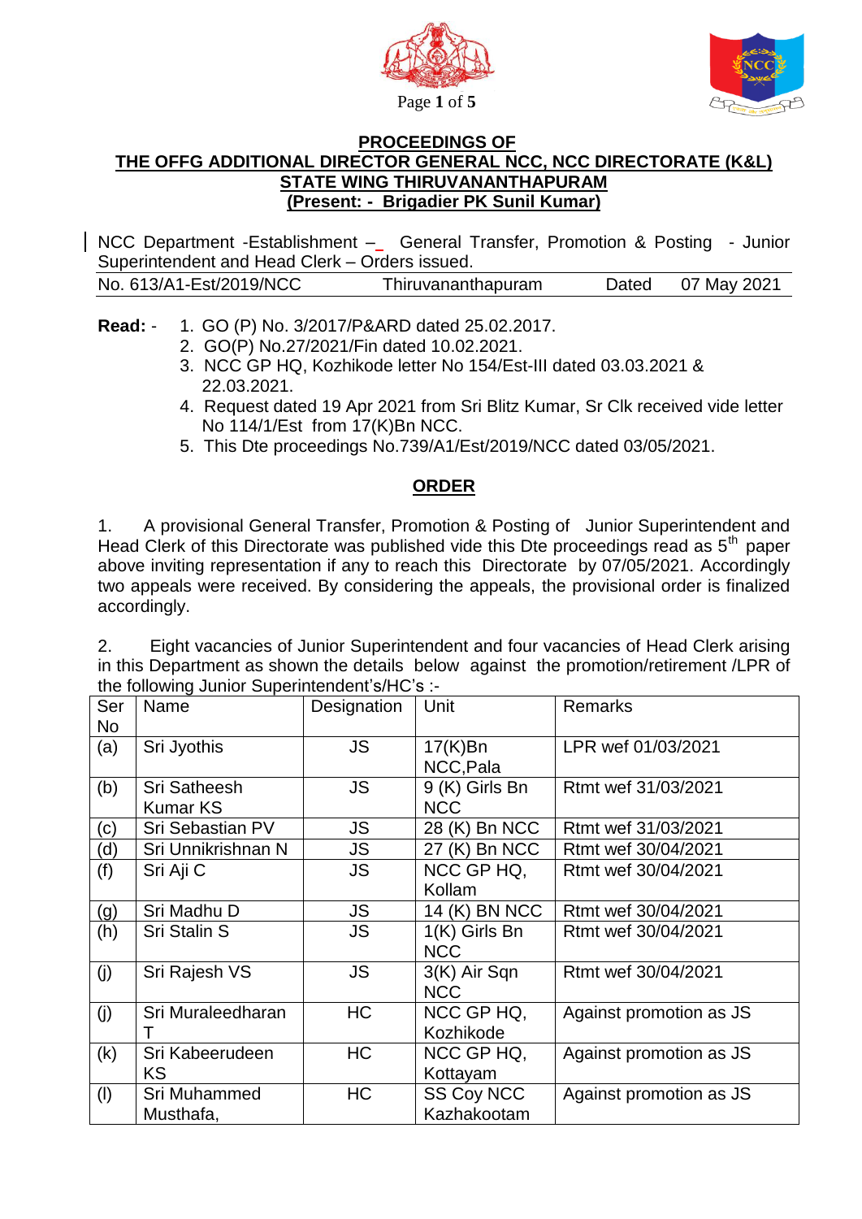**PROCEEDINGS OF**
**THE OFFG ADDITIONAL DIRECTOR GENERAL NCC, NCC DIRECTORATE (K&L)**
**STATE WING THIRUVANANTHAPURAM**
**(Present: - Brigadier PK Sunil Kumar)**

NCC Department -Establishment – General Transfer, Promotion & Posting - Junior Superintendent and Head Clerk – Orders issued.

No. 613/A1-Est/2019/NCC Thiruvananthapuram Dated 07 May 2021

**Read:** -
1. GO (P) No. 3/2017/P&ARD dated 25.02.2017.
2. GO(P) No.27/2021/Fin dated 10.02.2021.
3. NCC GP HQ, Kozhikode letter No 154/Est-III dated 03.03.2021 & 22.03.2021.
4. Request dated 19 Apr 2021 from Sri Blitz Kumar, Sr Clk received vide letter No 114/1/Est from 17(K)Bn NCC.
5. This Dte proceedings No.739/A1/Est/2019/NCC dated 03/05/2021.

**ORDER**

1. A provisional General Transfer, Promotion & Posting of Junior Superintendent and Head Clerk of this Directorate was published vide this Dte proceedings read as 5th paper above inviting representation if any to reach this Directorate by 07/05/2021. Accordingly two appeals were received. By considering the appeals, the provisional order is finalized accordingly.

2. Eight vacancies of Junior Superintendent and four vacancies of Head Clerk arising in this Department as shown the details below against the promotion/retirement /LPR of the following Junior Superintendent's/HC's :-

| Ser No | Name | Designation | Unit | Remarks |
|---|---|---|---|---|
| (a) | Sri Jyothis | JS | 17(K)Bn NCC,Pala | LPR wef 01/03/2021 |
| (b) | Sri Satheesh Kumar KS | JS | 9 (K) Girls Bn NCC | Rtmt wef 31/03/2021 |
| (c) | Sri Sebastian PV | JS | 28 (K) Bn NCC | Rtmt wef 31/03/2021 |
| (d) | Sri Unnikrishnan N | JS | 27 (K) Bn NCC | Rtmt wef 30/04/2021 |
| (f) | Sri Aji C | JS | NCC GP HQ, Kollam | Rtmt wef 30/04/2021 |
| (g) | Sri Madhu D | JS | 14 (K) BN NCC | Rtmt wef 30/04/2021 |
| (h) | Sri Stalin S | JS | 1(K) Girls Bn NCC | Rtmt wef 30/04/2021 |
| (j) | Sri Rajesh VS | JS | 3(K) Air Sqn NCC | Rtmt wef 30/04/2021 |
| (j) | Sri Muraleedharan T | HC | NCC GP HQ, Kozhikode | Against promotion as JS |
| (k) | Sri Kabeerudeen KS | HC | NCC GP HQ, Kottayam | Against promotion as JS |
| (l) | Sri Muhammed Musthafa, | HC | SS Coy NCC Kazhakootam | Against promotion as JS |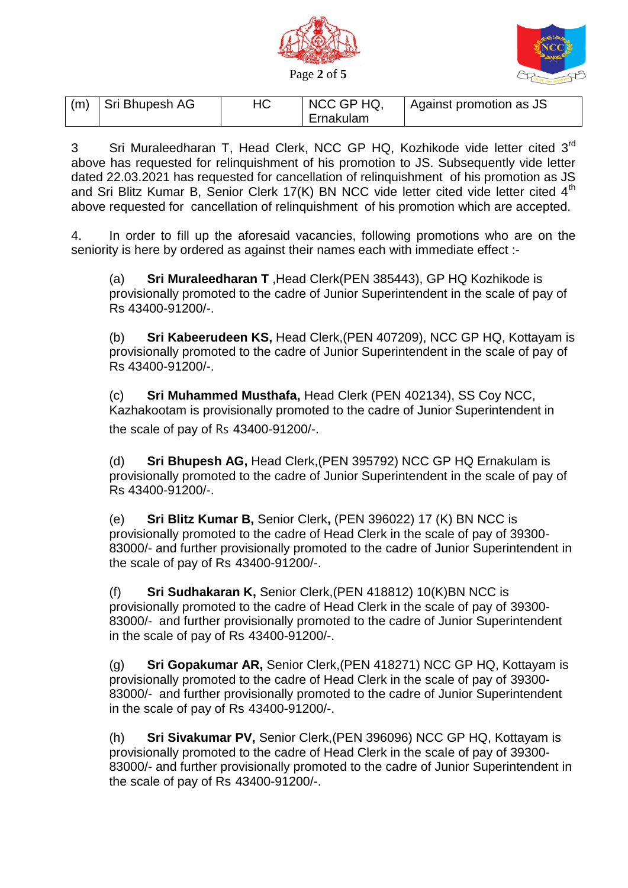| (m) | Sri Bhupesh AG | HC | NCC GP HQ, Ernakulam | Against promotion as JS |
|---|---|---|---|---|

3 Sri Muraleedharan T, Head Clerk, NCC GP HQ, Kozhikode vide letter cited 3rd above has requested for relinquishment of his promotion to JS. Subsequently vide letter dated 22.03.2021 has requested for cancellation of relinquishment of his promotion as JS and Sri Blitz Kumar B, Senior Clerk 17(K) BN NCC vide letter cited vide letter cited 4th above requested for cancellation of relinquishment of his promotion which are accepted.

4. In order to fill up the aforesaid vacancies, following promotions who are on the seniority is here by ordered as against their names each with immediate effect :-

(a) **Sri Muraleedharan T** ,Head Clerk(PEN 385443), GP HQ Kozhikode is provisionally promoted to the cadre of Junior Superintendent in the scale of pay of Rs 43400-91200/-.

(b) **Sri Kabeerudeen KS,** Head Clerk,(PEN 407209), NCC GP HQ, Kottayam is provisionally promoted to the cadre of Junior Superintendent in the scale of pay of Rs 43400-91200/-.

(c) **Sri Muhammed Musthafa,** Head Clerk (PEN 402134), SS Coy NCC, Kazhakootam is provisionally promoted to the cadre of Junior Superintendent in the scale of pay of Rs 43400-91200/-.

(d) **Sri Bhupesh AG,** Head Clerk,(PEN 395792) NCC GP HQ Ernakulam is provisionally promoted to the cadre of Junior Superintendent in the scale of pay of Rs 43400-91200/-.

(e) **Sri Blitz Kumar B,** Senior Clerk**,** (PEN 396022) 17 (K) BN NCC is provisionally promoted to the cadre of Head Clerk in the scale of pay of 39300-83000/- and further provisionally promoted to the cadre of Junior Superintendent in the scale of pay of Rs 43400-91200/-.

(f) **Sri Sudhakaran K,** Senior Clerk,(PEN 418812) 10(K)BN NCC is provisionally promoted to the cadre of Head Clerk in the scale of pay of 39300-83000/- and further provisionally promoted to the cadre of Junior Superintendent in the scale of pay of Rs 43400-91200/-.

(g) **Sri Gopakumar AR,** Senior Clerk,(PEN 418271) NCC GP HQ, Kottayam is provisionally promoted to the cadre of Head Clerk in the scale of pay of 39300-83000/- and further provisionally promoted to the cadre of Junior Superintendent in the scale of pay of Rs 43400-91200/-.

(h) **Sri Sivakumar PV,** Senior Clerk,(PEN 396096) NCC GP HQ, Kottayam is provisionally promoted to the cadre of Head Clerk in the scale of pay of 39300-83000/- and further provisionally promoted to the cadre of Junior Superintendent in the scale of pay of Rs 43400-91200/-.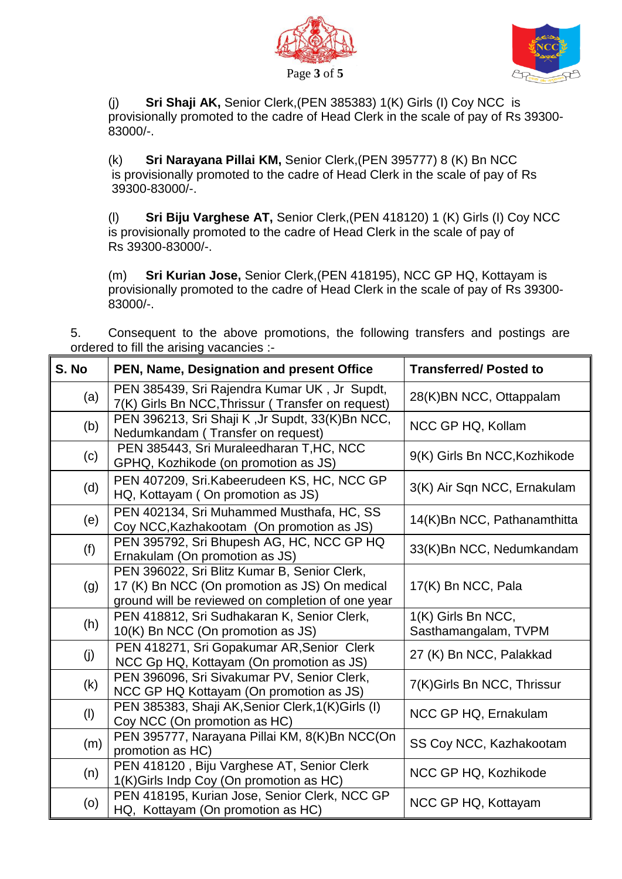(j) **Sri Shaji AK,** Senior Clerk,(PEN 385383) 1(K) Girls (I) Coy NCC is provisionally promoted to the cadre of Head Clerk in the scale of pay of Rs 39300-83000/-.

(k) **Sri Narayana Pillai KM,** Senior Clerk,(PEN 395777) 8 (K) Bn NCC is provisionally promoted to the cadre of Head Clerk in the scale of pay of Rs 39300-83000/-.

(l) **Sri Biju Varghese AT,** Senior Clerk,(PEN 418120) 1 (K) Girls (I) Coy NCC is provisionally promoted to the cadre of Head Clerk in the scale of pay of Rs 39300-83000/-.

(m) **Sri Kurian Jose,** Senior Clerk,(PEN 418195), NCC GP HQ, Kottayam is provisionally promoted to the cadre of Head Clerk in the scale of pay of Rs 39300-83000/-.

5. Consequent to the above promotions, the following transfers and postings are ordered to fill the arising vacancies :-

| S. No | PEN, Name, Designation and present Office | Transferred/ Posted to |
|---|---|---|
| (a) | PEN 385439, Sri Rajendra Kumar UK , Jr Supdt, 7(K) Girls Bn NCC,Thrissur ( Transfer on request) | 28(K)BN NCC, Ottappalam |
| (b) | PEN 396213, Sri Shaji K ,Jr Supdt, 33(K)Bn NCC, Nedumkandam ( Transfer on request) | NCC GP HQ, Kollam |
| (c) | PEN 385443, Sri Muraleedharan T,HC, NCC GPHQ, Kozhikode (on promotion as JS) | 9(K) Girls Bn NCC,Kozhikode |
| (d) | PEN 407209, Sri.Kabeerudeen KS, HC, NCC GP HQ, Kottayam ( On promotion as JS) | 3(K) Air Sqn NCC, Ernakulam |
| (e) | PEN 402134, Sri Muhammed Musthafa, HC, SS Coy NCC,Kazhakootam (On promotion as JS) | 14(K)Bn NCC, Pathanamthitta |
| (f) | PEN 395792, Sri Bhupesh AG, HC, NCC GP HQ Ernakulam (On promotion as JS) | 33(K)Bn NCC, Nedumkandam |
| (g) | PEN 396022, Sri Blitz Kumar B, Senior Clerk, 17 (K) Bn NCC (On promotion as JS) On medical ground will be reviewed on completion of one year | 17(K) Bn NCC, Pala |
| (h) | PEN 418812, Sri Sudhakaran K, Senior Clerk, 10(K) Bn NCC (On promotion as JS) | 1(K) Girls Bn NCC, Sasthamangalam, TVPM |
| (j) | PEN 418271, Sri Gopakumar AR,Senior Clerk NCC Gp HQ, Kottayam (On promotion as JS) | 27 (K) Bn NCC, Palakkad |
| (k) | PEN 396096, Sri Sivakumar PV, Senior Clerk, NCC GP HQ Kottayam (On promotion as JS) | 7(K)Girls Bn NCC, Thrissur |
| (l) | PEN 385383, Shaji AK,Senior Clerk,1(K)Girls (I) Coy NCC (On promotion as HC) | NCC GP HQ, Ernakulam |
| (m) | PEN 395777, Narayana Pillai KM, 8(K)Bn NCC(On promotion as HC) | SS Coy NCC, Kazhakootam |
| (n) | PEN 418120 , Biju Varghese AT, Senior Clerk 1(K)Girls Indp Coy (On promotion as HC) | NCC GP HQ, Kozhikode |
| (o) | PEN 418195, Kurian Jose, Senior Clerk, NCC GP HQ, Kottayam (On promotion as HC) | NCC GP HQ, Kottayam |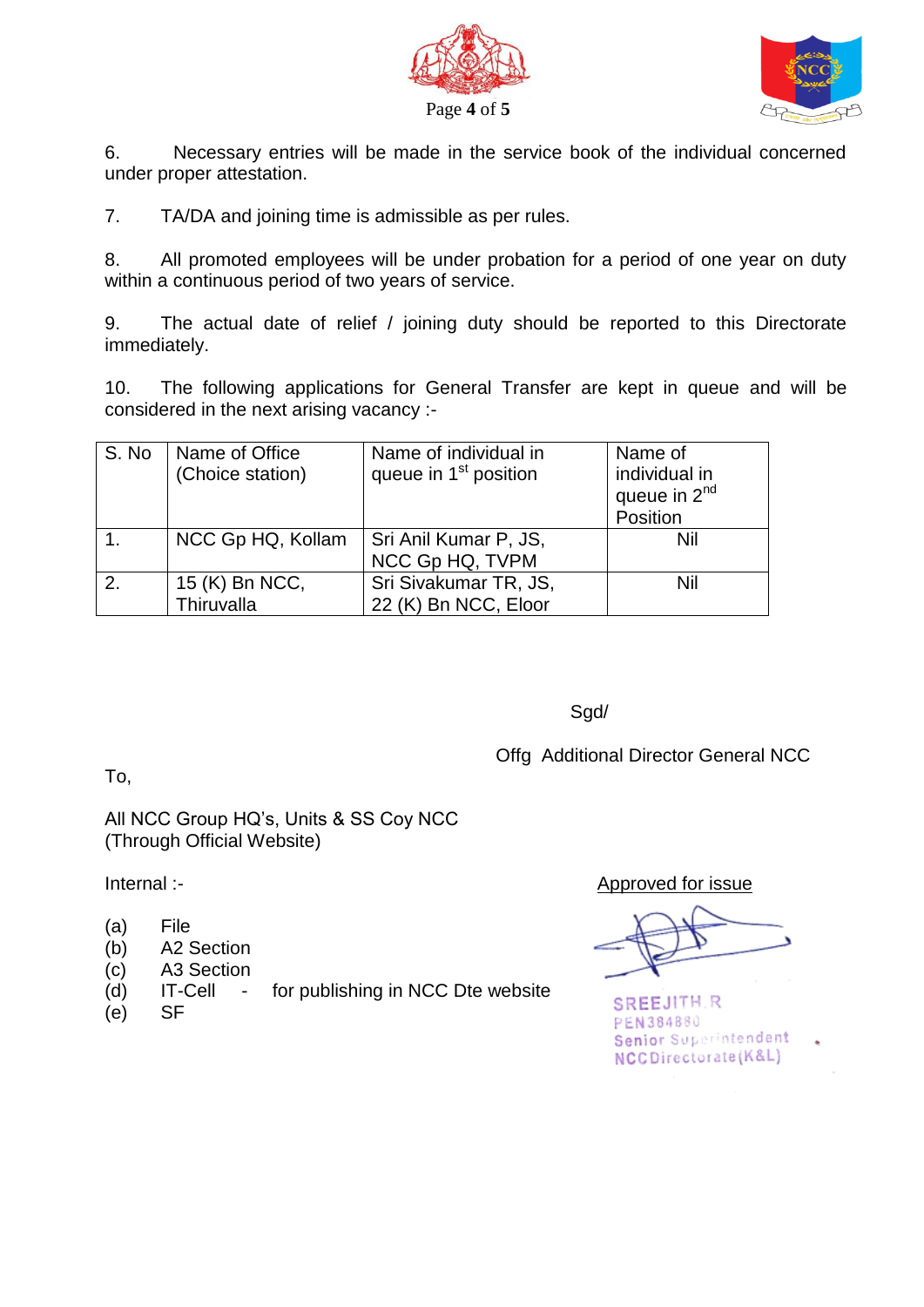6. Necessary entries will be made in the service book of the individual concerned under proper attestation.

7. TA/DA and joining time is admissible as per rules.

8. All promoted employees will be under probation for a period of one year on duty within a continuous period of two years of service.

9. The actual date of relief / joining duty should be reported to this Directorate immediately.

10. The following applications for General Transfer are kept in queue and will be considered in the next arising vacancy :-

| S. No | Name of Office (Choice station) | Name of individual in queue in 1st position | Name of individual in queue in 2nd Position |
|---|---|---|---|
| 1. | NCC Gp HQ, Kollam | Sri Anil Kumar P, JS, NCC Gp HQ, TVPM | Nil |
| 2. | 15 (K) Bn NCC, Thiruvalla | Sri Sivakumar TR, JS, 22 (K) Bn NCC, Eloor | Nil |

Sgd/

Offg Additional Director General NCC

To,

All NCC Group HQ's, Units & SS Coy NCC
(Through Official Website)

Internal :-

(a) File
(b) A2 Section
(c) A3 Section
(d) IT-Cell - for publishing in NCC Dte website
(e) SF

Approved for issue

SREEJITH.R
PEN384880
Senior Superintendent
NCC Directorate(K&L)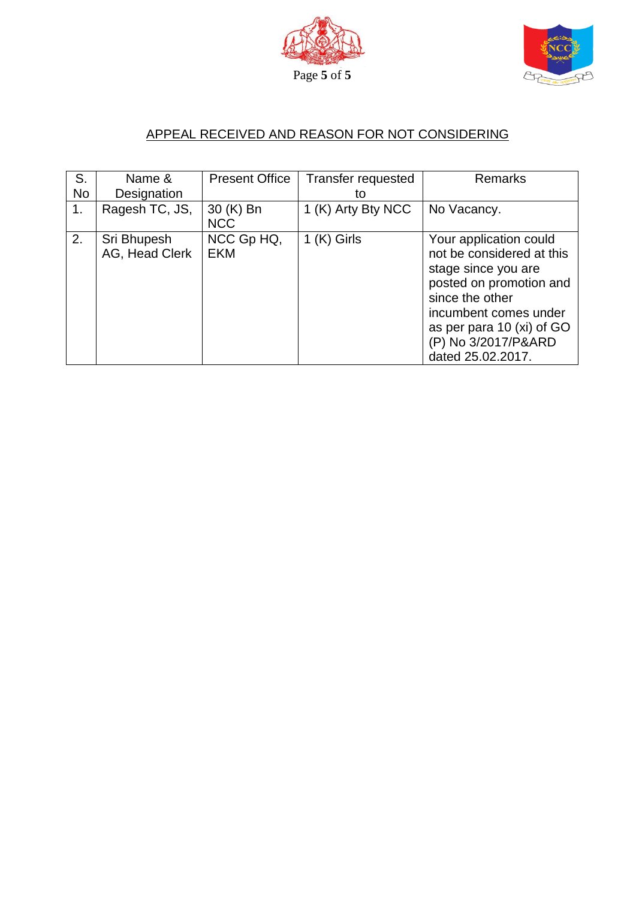## APPEAL RECEIVED AND REASON FOR NOT CONSIDERING

| S. No | Name & Designation | Present Office | Transfer requested to | Remarks |
|---|---|---|---|---|
| 1. | Ragesh TC, JS, | 30 (K) Bn NCC | 1 (K) Arty Bty NCC | No Vacancy. |
| 2. | Sri Bhupesh AG, Head Clerk | NCC Gp HQ, EKM | 1 (K) Girls | Your application could not be considered at this stage since you are posted on promotion and since the other incumbent comes under as per para 10 (xi) of GO (P) No 3/2017/P&ARD dated 25.02.2017. |